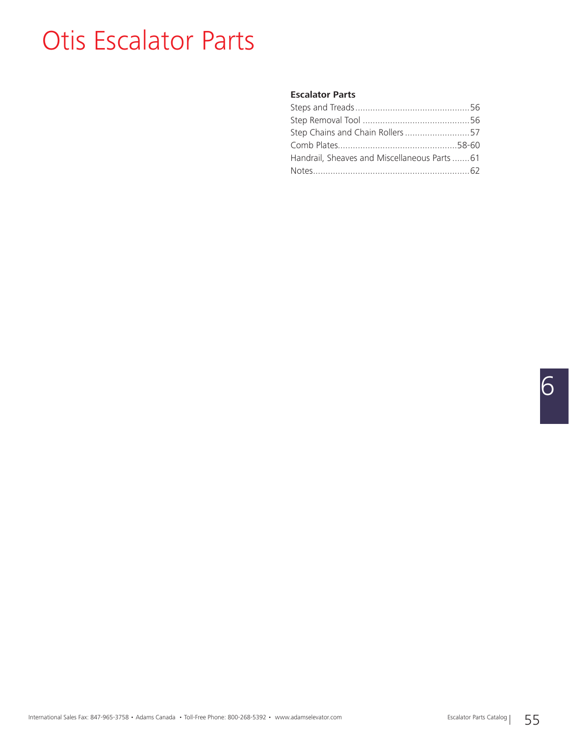# Otis Escalator Parts

**Escalator Parts**

Steps and Treads .............................................56
Step Removal Tool ...........................................56
Step Chains and Chain Rollers ..........................57
Comb Plates................................................58-60
Handrail, Sheaves and Miscellaneous Parts .......61
Notes...............................................................62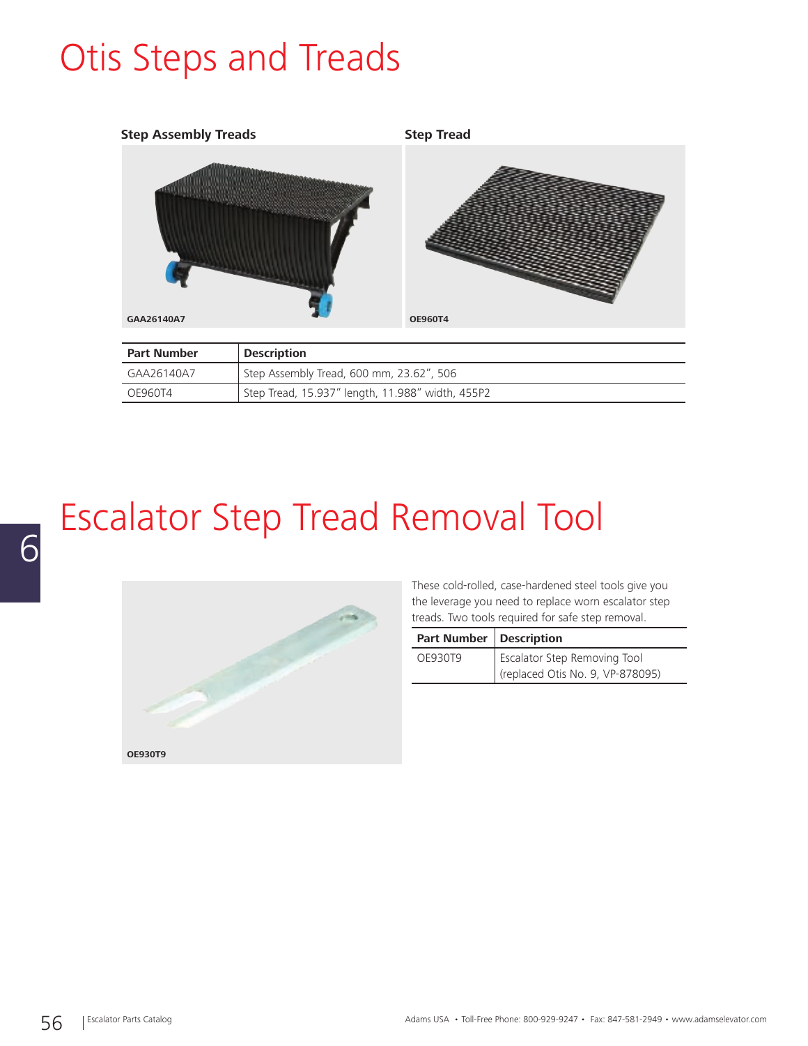# Otis Steps and Treads

**Step Assembly Treads**

GAA26140A7

**Step Tread**

OE960T4

| Part Number | Description |
| --- | --- |
| GAA26140A7 | Step Assembly Tread, 600 mm, 23.62", 506 |
| OE960T4 | Step Tread, 15.937" length, 11.988" width, 455P2 |

# Escalator Step Tread Removal Tool

OE930T9

These cold-rolled, case-hardened steel tools give you the leverage you need to replace worn escalator step treads. Two tools required for safe step removal.

| Part Number | Description |
| --- | --- |
| OE930T9 | Escalator Step Removing Tool (replaced Otis No. 9, VP-878095) |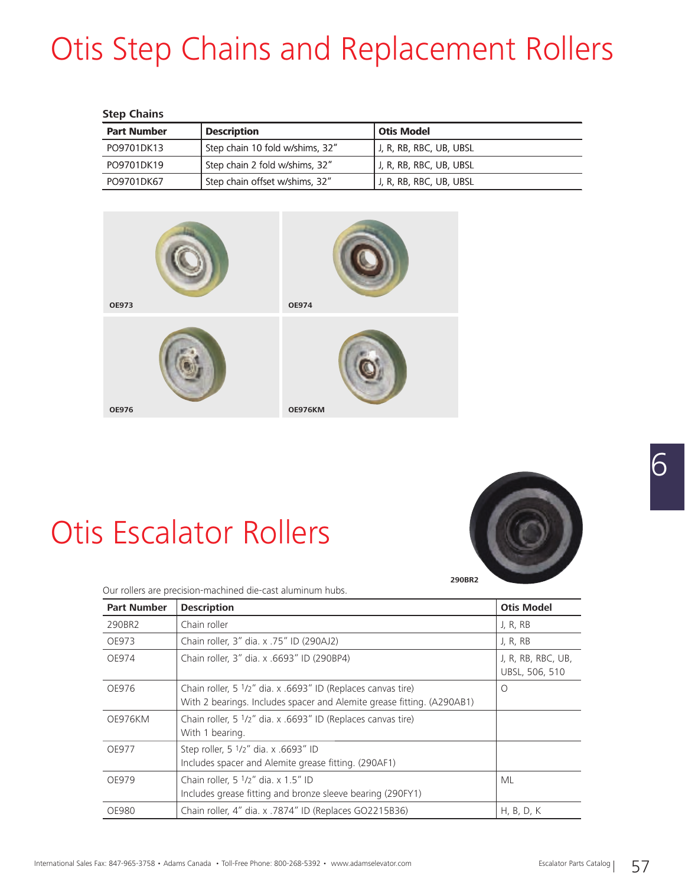# Otis Step Chains and Replacement Rollers

**Step Chains**

| Part Number | Description | Otis Model |
|---|---|---|
| PO9701DK13 | Step chain 10 fold w/shims, 32" | J, R, RB, RBC, UB, UBSL |
| PO9701DK19 | Step chain 2 fold w/shims, 32" | J, R, RB, RBC, UB, UBSL |
| PO9701DK67 | Step chain offset w/shims, 32" | J, R, RB, RBC, UB, UBSL |

OE973

OE974

OE976

OE976KM

# Otis Escalator Rollers

290BR2

Our rollers are precision-machined die-cast aluminum hubs.

| Part Number | Description | Otis Model |
|---|---|---|
| 290BR2 | Chain roller | J, R, RB |
| OE973 | Chain roller, 3" dia. x .75" ID (290AJ2) | J, R, RB |
| OE974 | Chain roller, 3" dia. x .6693" ID (290BP4) | J, R, RB, RBC, UB, UBSL, 506, 510 |
| OE976 | Chain roller, 5 1/2" dia. x .6693" ID (Replaces canvas tire) With 2 bearings. Includes spacer and Alemite grease fitting. (A290AB1) | O |
| OE976KM | Chain roller, 5 1/2" dia. x .6693" ID (Replaces canvas tire) With 1 bearing. | |
| OE977 | Step roller, 5 1/2" dia. x .6693" ID Includes spacer and Alemite grease fitting. (290AF1) | |
| OE979 | Chain roller, 5 1/2" dia. x 1.5" ID Includes grease fitting and bronze sleeve bearing (290FY1) | ML |
| OE980 | Chain roller, 4" dia. x .7874" ID (Replaces GO2215B36) | H, B, D, K |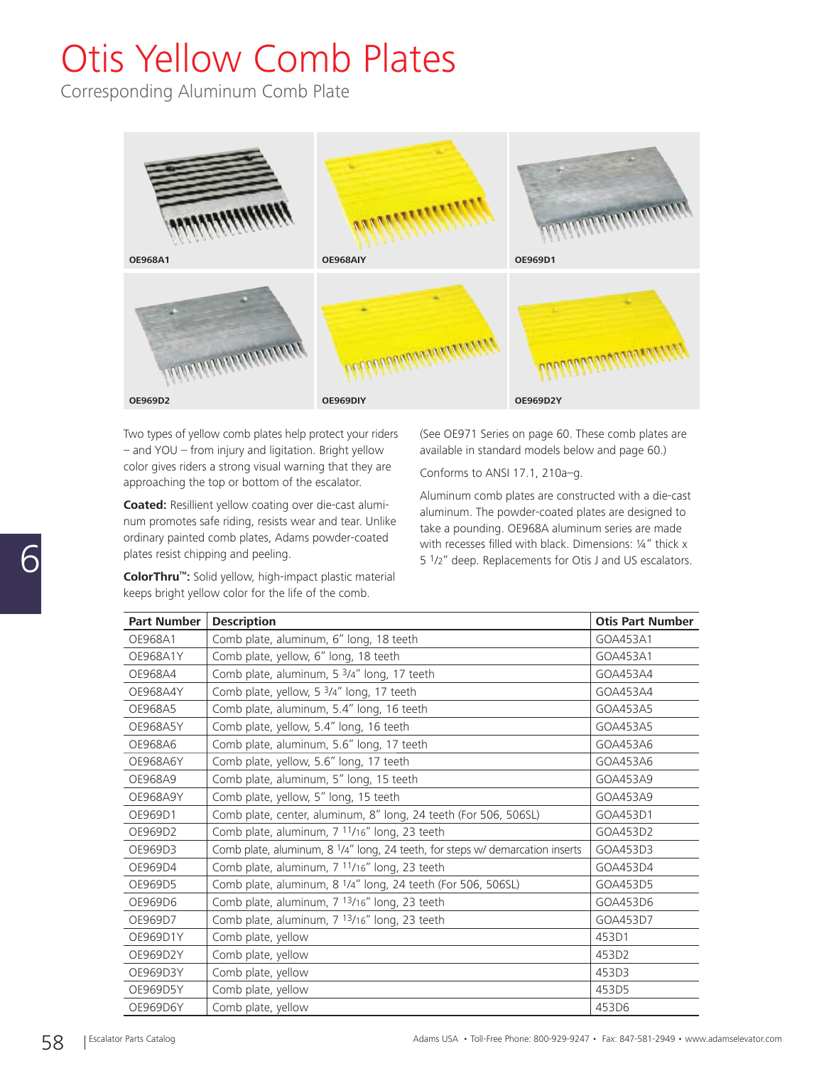# Otis Yellow Comb Plates

Corresponding Aluminum Comb Plate

OE968A1

OE968AIY

OE969D1

OE969D2

OE969DIY

OE969D2Y

Two types of yellow comb plates help protect your riders – and YOU – from injury and ligitation. Bright yellow color gives riders a strong visual warning that they are approaching the top or bottom of the escalator.

**Coated:** Resillient yellow coating over die-cast aluminum promotes safe riding, resists wear and tear. Unlike ordinary painted comb plates, Adams powder-coated plates resist chipping and peeling.

**ColorThru™:** Solid yellow, high-impact plastic material keeps bright yellow color for the life of the comb.

(See OE971 Series on page 60. These comb plates are available in standard models below and page 60.)

Conforms to ANSI 17.1, 210a–g.

Aluminum comb plates are constructed with a die-cast aluminum. The powder-coated plates are designed to take a pounding. OE968A aluminum series are made with recesses filled with black. Dimensions: ¼" thick x 5 1/2" deep. Replacements for Otis J and US escalators.

| Part Number | Description | Otis Part Number |
|---|---|---|
| OE968A1 | Comb plate, aluminum, 6" long, 18 teeth | GOA453A1 |
| OE968A1Y | Comb plate, yellow, 6" long, 18 teeth | GOA453A1 |
| OE968A4 | Comb plate, aluminum, 5 3/4" long, 17 teeth | GOA453A4 |
| OE968A4Y | Comb plate, yellow, 5 3/4" long, 17 teeth | GOA453A4 |
| OE968A5 | Comb plate, aluminum, 5.4" long, 16 teeth | GOA453A5 |
| OE968A5Y | Comb plate, yellow, 5.4" long, 16 teeth | GOA453A5 |
| OE968A6 | Comb plate, aluminum, 5.6" long, 17 teeth | GOA453A6 |
| OE968A6Y | Comb plate, yellow, 5.6" long, 17 teeth | GOA453A6 |
| OE968A9 | Comb plate, aluminum, 5" long, 15 teeth | GOA453A9 |
| OE968A9Y | Comb plate, yellow, 5" long, 15 teeth | GOA453A9 |
| OE969D1 | Comb plate, center, aluminum, 8" long, 24 teeth (For 506, 506SL) | GOA453D1 |
| OE969D2 | Comb plate, aluminum, 7 11/16" long, 23 teeth | GOA453D2 |
| OE969D3 | Comb plate, aluminum, 8 1/4" long, 24 teeth, for steps w/ demarcation inserts | GOA453D3 |
| OE969D4 | Comb plate, aluminum, 7 11/16" long, 23 teeth | GOA453D4 |
| OE969D5 | Comb plate, aluminum, 8 1/4" long, 24 teeth (For 506, 506SL) | GOA453D5 |
| OE969D6 | Comb plate, aluminum, 7 13/16" long, 23 teeth | GOA453D6 |
| OE969D7 | Comb plate, aluminum, 7 13/16" long, 23 teeth | GOA453D7 |
| OE969D1Y | Comb plate, yellow | 453D1 |
| OE969D2Y | Comb plate, yellow | 453D2 |
| OE969D3Y | Comb plate, yellow | 453D3 |
| OE969D5Y | Comb plate, yellow | 453D5 |
| OE969D6Y | Comb plate, yellow | 453D6 |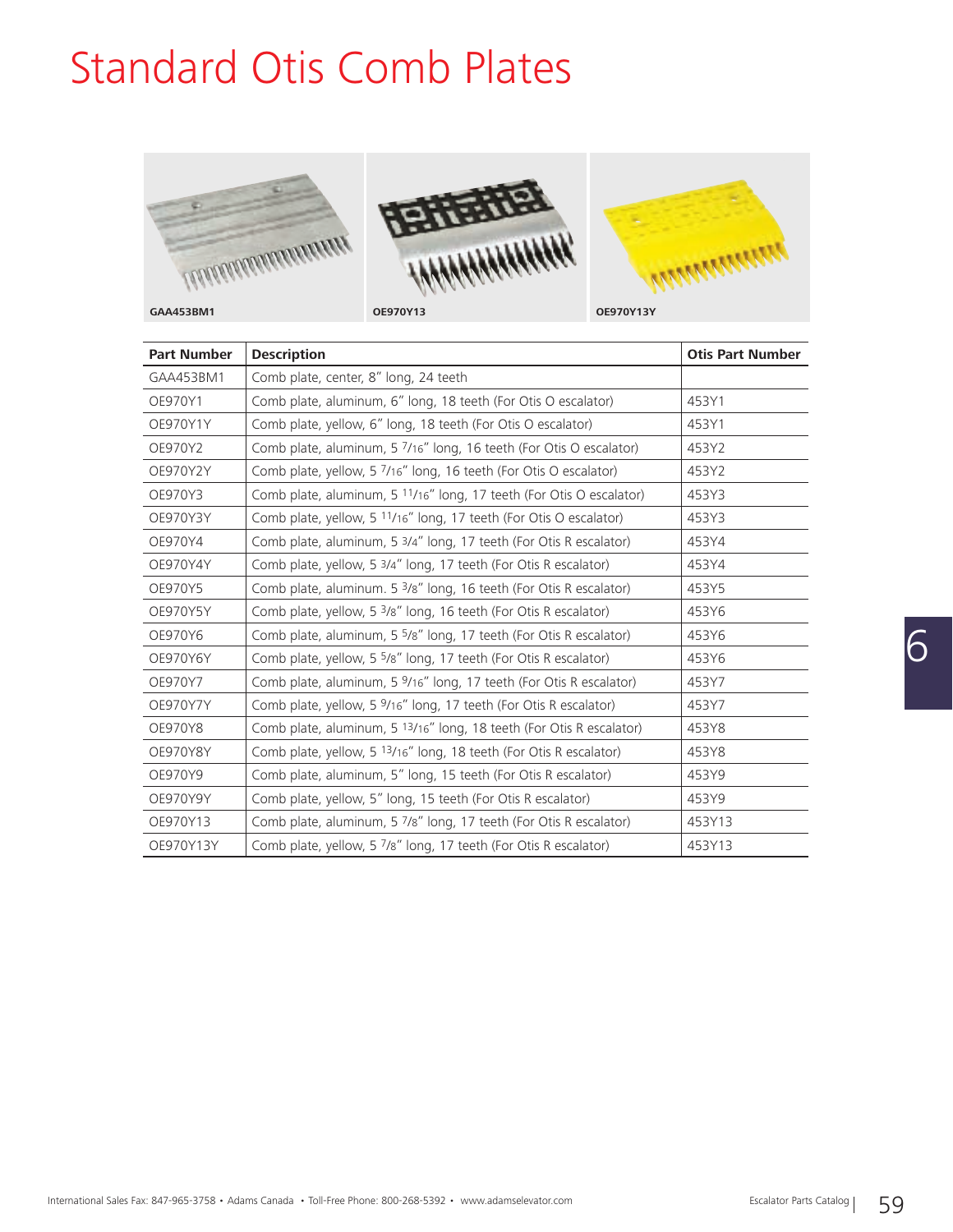# Standard Otis Comb Plates

GAA453BM1

OE970Y13

OE970Y13Y

| Part Number | Description | Otis Part Number |
|---|---|---|
| GAA453BM1 | Comb plate, center, 8" long, 24 teeth | |
| OE970Y1 | Comb plate, aluminum, 6" long, 18 teeth (For Otis O escalator) | 453Y1 |
| OE970Y1Y | Comb plate, yellow, 6" long, 18 teeth (For Otis O escalator) | 453Y1 |
| OE970Y2 | Comb plate, aluminum, 5 7/16" long, 16 teeth (For Otis O escalator) | 453Y2 |
| OE970Y2Y | Comb plate, yellow, 5 7/16" long, 16 teeth (For Otis O escalator) | 453Y2 |
| OE970Y3 | Comb plate, aluminum, 5 11/16" long, 17 teeth (For Otis O escalator) | 453Y3 |
| OE970Y3Y | Comb plate, yellow, 5 11/16" long, 17 teeth (For Otis O escalator) | 453Y3 |
| OE970Y4 | Comb plate, aluminum, 5 3/4" long, 17 teeth (For Otis R escalator) | 453Y4 |
| OE970Y4Y | Comb plate, yellow, 5 3/4" long, 17 teeth (For Otis R escalator) | 453Y4 |
| OE970Y5 | Comb plate, aluminum. 5 3/8" long, 16 teeth (For Otis R escalator) | 453Y5 |
| OE970Y5Y | Comb plate, yellow, 5 3/8" long, 16 teeth (For Otis R escalator) | 453Y6 |
| OE970Y6 | Comb plate, aluminum, 5 5/8" long, 17 teeth (For Otis R escalator) | 453Y6 |
| OE970Y6Y | Comb plate, yellow, 5 5/8" long, 17 teeth (For Otis R escalator) | 453Y6 |
| OE970Y7 | Comb plate, aluminum, 5 9/16" long, 17 teeth (For Otis R escalator) | 453Y7 |
| OE970Y7Y | Comb plate, yellow, 5 9/16" long, 17 teeth (For Otis R escalator) | 453Y7 |
| OE970Y8 | Comb plate, aluminum, 5 13/16" long, 18 teeth (For Otis R escalator) | 453Y8 |
| OE970Y8Y | Comb plate, yellow, 5 13/16" long, 18 teeth (For Otis R escalator) | 453Y8 |
| OE970Y9 | Comb plate, aluminum, 5" long, 15 teeth (For Otis R escalator) | 453Y9 |
| OE970Y9Y | Comb plate, yellow, 5" long, 15 teeth (For Otis R escalator) | 453Y9 |
| OE970Y13 | Comb plate, aluminum, 5 7/8" long, 17 teeth (For Otis R escalator) | 453Y13 |
| OE970Y13Y | Comb plate, yellow, 5 7/8" long, 17 teeth (For Otis R escalator) | 453Y13 |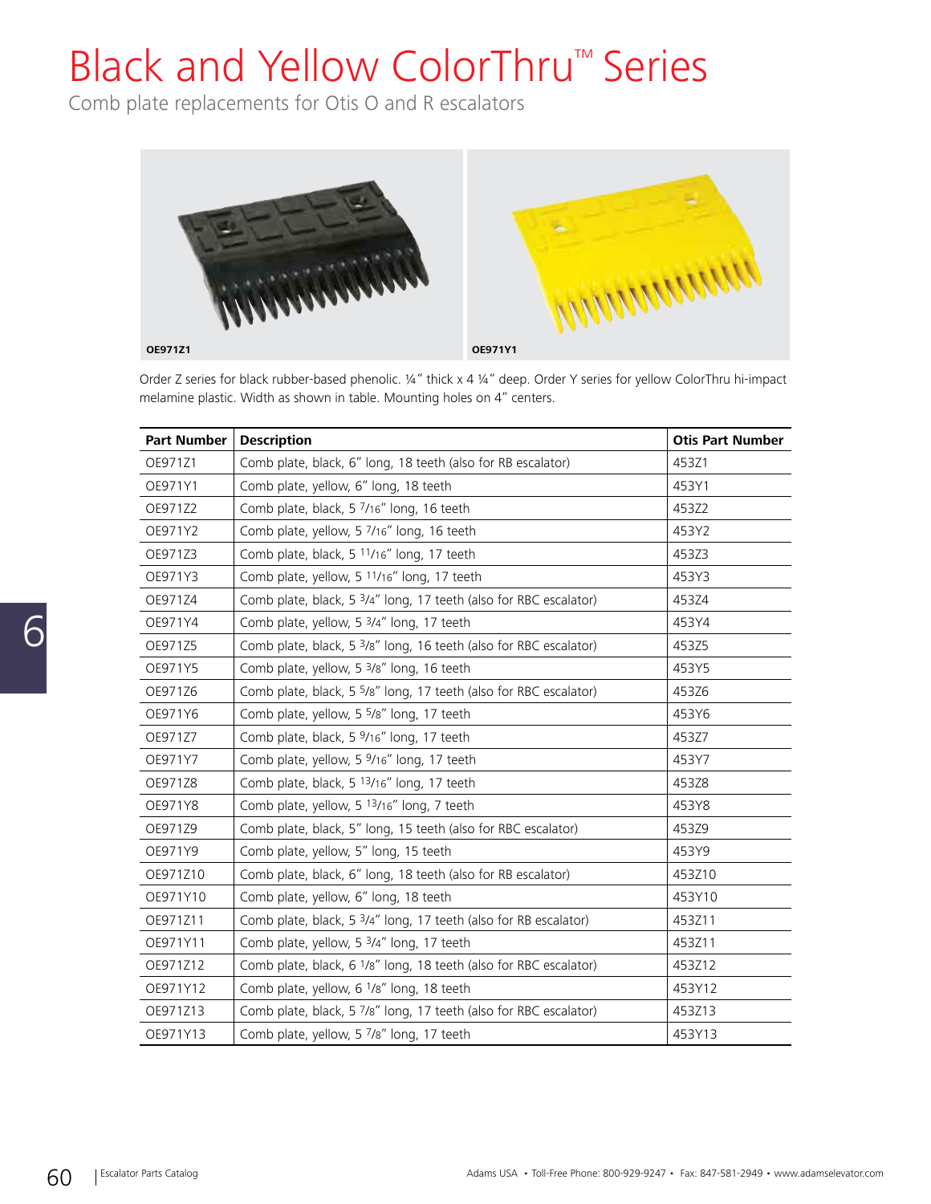# Black and Yellow ColorThru™ Series

Comb plate replacements for Otis O and R escalators

OE971Z1

OE971Y1

Order Z series for black rubber-based phenolic. ¼" thick x 4 ¼" deep. Order Y series for yellow ColorThru hi-impact melamine plastic. Width as shown in table. Mounting holes on 4" centers.

| Part Number | Description | Otis Part Number |
|---|---|---|
| OE971Z1 | Comb plate, black, 6" long, 18 teeth (also for RB escalator) | 453Z1 |
| OE971Y1 | Comb plate, yellow, 6" long, 18 teeth | 453Y1 |
| OE971Z2 | Comb plate, black, 5 7/16" long, 16 teeth | 453Z2 |
| OE971Y2 | Comb plate, yellow, 5 7/16" long, 16 teeth | 453Y2 |
| OE971Z3 | Comb plate, black, 5 11/16" long, 17 teeth | 453Z3 |
| OE971Y3 | Comb plate, yellow, 5 11/16" long, 17 teeth | 453Y3 |
| OE971Z4 | Comb plate, black, 5 3/4" long, 17 teeth (also for RBC escalator) | 453Z4 |
| OE971Y4 | Comb plate, yellow, 5 3/4" long, 17 teeth | 453Y4 |
| OE971Z5 | Comb plate, black, 5 3/8" long, 16 teeth (also for RBC escalator) | 453Z5 |
| OE971Y5 | Comb plate, yellow, 5 3/8" long, 16 teeth | 453Y5 |
| OE971Z6 | Comb plate, black, 5 5/8" long, 17 teeth (also for RBC escalator) | 453Z6 |
| OE971Y6 | Comb plate, yellow, 5 5/8" long, 17 teeth | 453Y6 |
| OE971Z7 | Comb plate, black, 5 9/16" long, 17 teeth | 453Z7 |
| OE971Y7 | Comb plate, yellow, 5 9/16" long, 17 teeth | 453Y7 |
| OE971Z8 | Comb plate, black, 5 13/16" long, 17 teeth | 453Z8 |
| OE971Y8 | Comb plate, yellow, 5 13/16" long, 7 teeth | 453Y8 |
| OE971Z9 | Comb plate, black, 5" long, 15 teeth (also for RBC escalator) | 453Z9 |
| OE971Y9 | Comb plate, yellow, 5" long, 15 teeth | 453Y9 |
| OE971Z10 | Comb plate, black, 6" long, 18 teeth (also for RB escalator) | 453Z10 |
| OE971Y10 | Comb plate, yellow, 6" long, 18 teeth | 453Y10 |
| OE971Z11 | Comb plate, black, 5 3/4" long, 17 teeth (also for RB escalator) | 453Z11 |
| OE971Y11 | Comb plate, yellow, 5 3/4" long, 17 teeth | 453Z11 |
| OE971Z12 | Comb plate, black, 6 1/8" long, 18 teeth (also for RBC escalator) | 453Z12 |
| OE971Y12 | Comb plate, yellow, 6 1/8" long, 18 teeth | 453Y12 |
| OE971Z13 | Comb plate, black, 5 7/8" long, 17 teeth (also for RBC escalator) | 453Z13 |
| OE971Y13 | Comb plate, yellow, 5 7/8" long, 17 teeth | 453Y13 |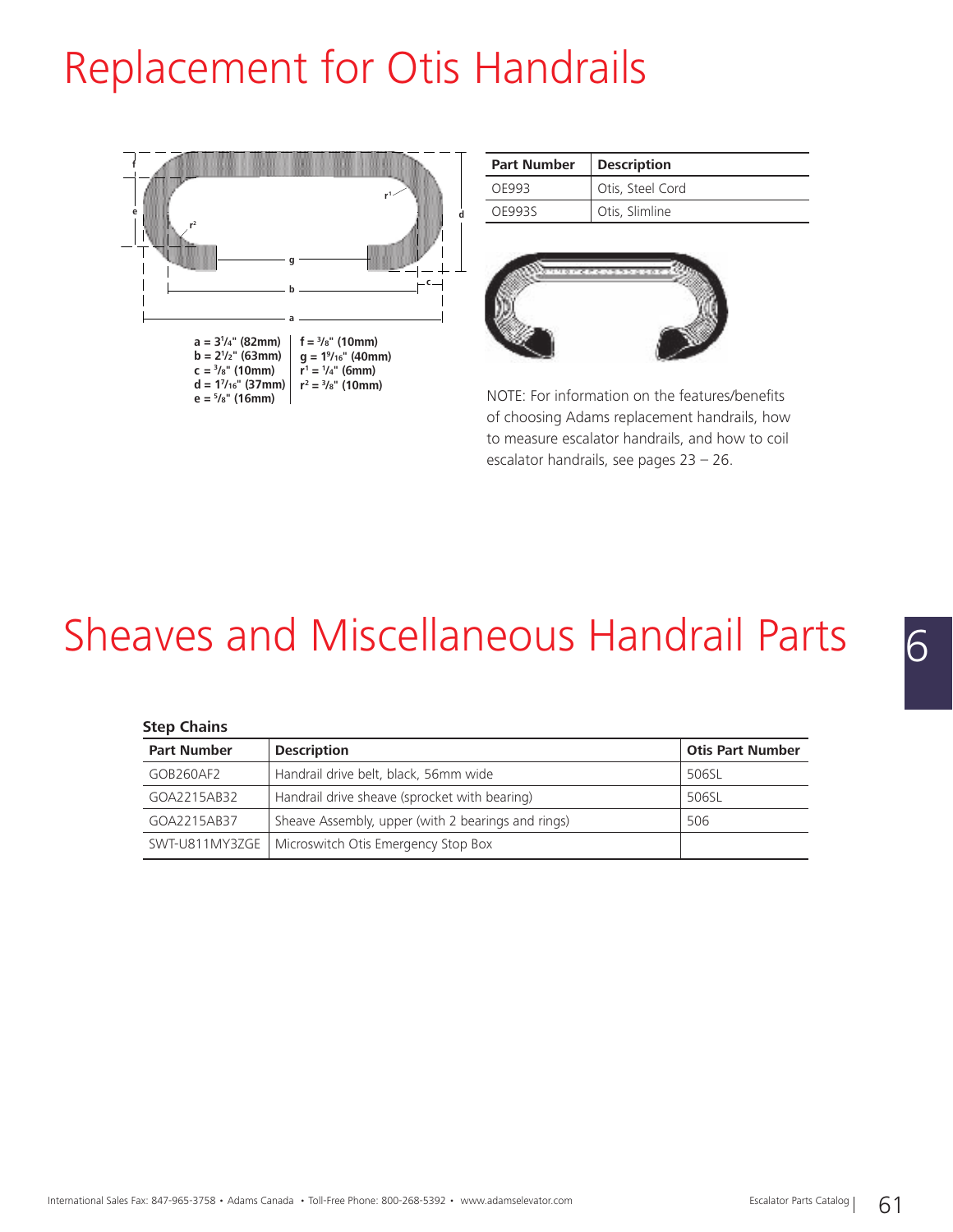# Replacement for Otis Handrails

a = 3 1/4" (82mm)
b = 2 1/2" (63mm)
c = 3/8" (10mm)
d = 1 7/16" (37mm)
e = 5/8" (16mm)
f = 3/8" (10mm)
g = 1 9/16" (40mm)
$r^1$ = 1/4" (6mm)
$r^2$ = 3/8" (10mm)

| Part Number | Description |
|---|---|
| OE993 | Otis, Steel Cord |
| OE993S | Otis, Slimline |

NOTE: For information on the features/benefits of choosing Adams replacement handrails, how to measure escalator handrails, and how to coil escalator handrails, see pages 23 – 26.

# Sheaves and Miscellaneous Handrail Parts

### Step Chains

| Part Number | Description | Otis Part Number |
|---|---|---|
| GOB260AF2 | Handrail drive belt, black, 56mm wide | 506SL |
| GOA2215AB32 | Handrail drive sheave (sprocket with bearing) | 506SL |
| GOA2215AB37 | Sheave Assembly, upper (with 2 bearings and rings) | 506 |
| SWT-U811MY3ZGE | Microswitch Otis Emergency Stop Box | |

International Sales Fax: 847-965-3758 • Adams Canada • Toll-Free Phone: 800-268-5392 • www.adamselevator.com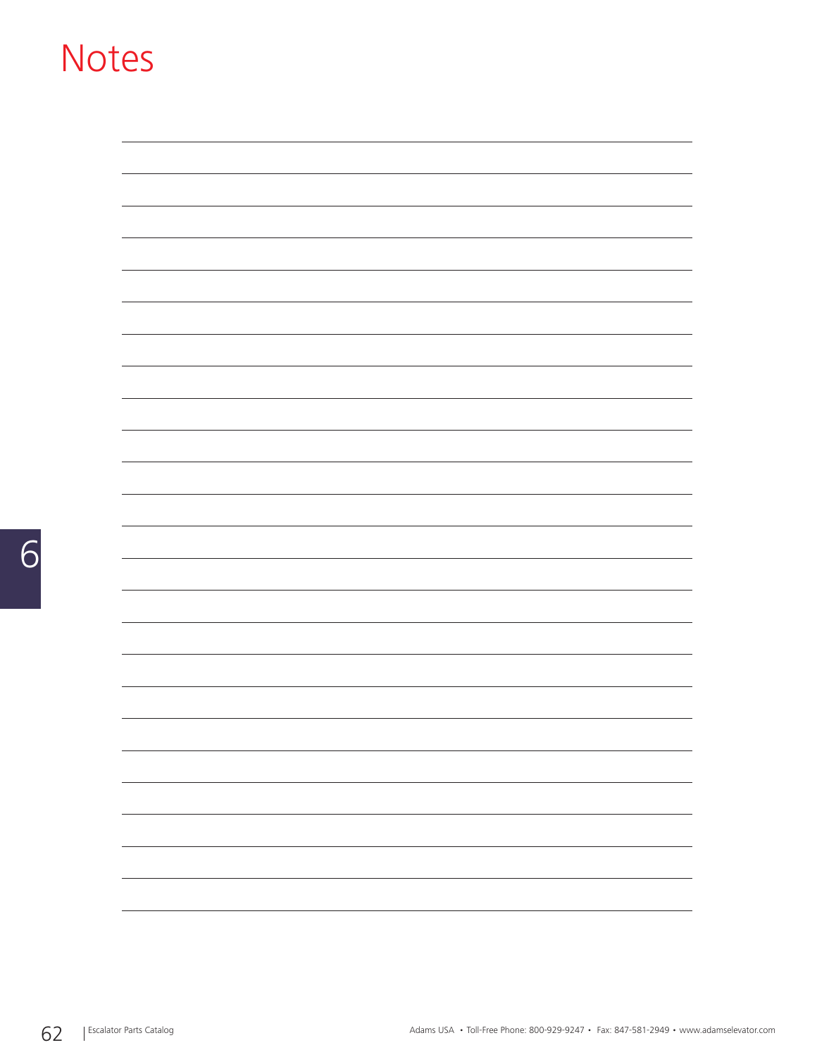# Notes